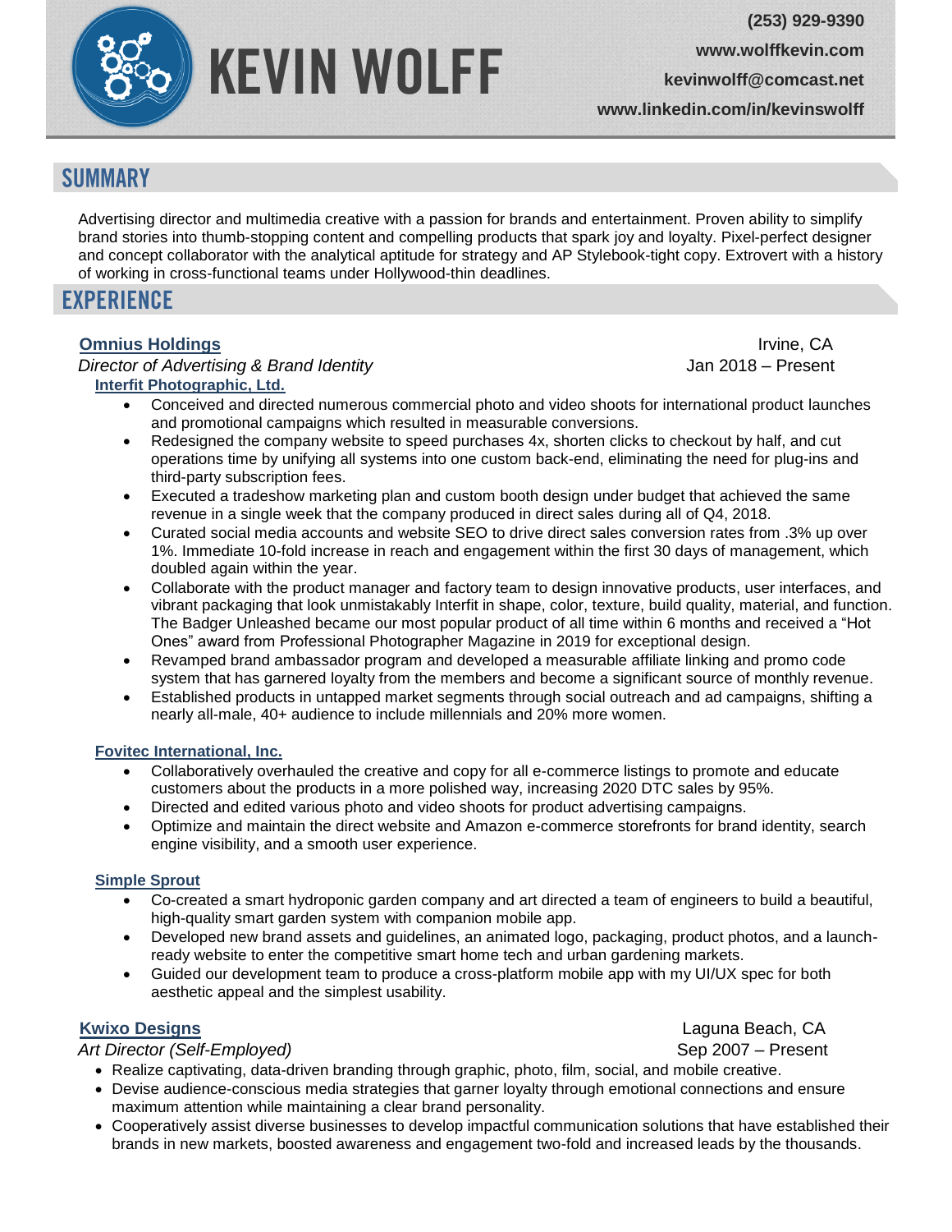# KEVIN WOLFF

(253) 929-9390
www.wolffkevin.com
kevinwolff@comcast.net
www.linkedin.com/in/kevinswolff

## SUMMARY

Advertising director and multimedia creative with a passion for brands and entertainment. Proven ability to simplify brand stories into thumb-stopping content and compelling products that spark joy and loyalty. Pixel-perfect designer and concept collaborator with the analytical aptitude for strategy and AP Stylebook-tight copy. Extrovert with a history of working in cross-functional teams under Hollywood-thin deadlines.

## EXPERIENCE

**Omnius Holdings** — Irvine, CA
*Director of Advertising & Brand Identity* — Jan 2018 – Present

**Interfit Photographic, Ltd.**

- Conceived and directed numerous commercial photo and video shoots for international product launches and promotional campaigns which resulted in measurable conversions.
- Redesigned the company website to speed purchases 4x, shorten clicks to checkout by half, and cut operations time by unifying all systems into one custom back-end, eliminating the need for plug-ins and third-party subscription fees.
- Executed a tradeshow marketing plan and custom booth design under budget that achieved the same revenue in a single week that the company produced in direct sales during all of Q4, 2018.
- Curated social media accounts and website SEO to drive direct sales conversion rates from .3% up over 1%. Immediate 10-fold increase in reach and engagement within the first 30 days of management, which doubled again within the year.
- Collaborate with the product manager and factory team to design innovative products, user interfaces, and vibrant packaging that look unmistakably Interfit in shape, color, texture, build quality, material, and function. The Badger Unleashed became our most popular product of all time within 6 months and received a "Hot Ones" award from Professional Photographer Magazine in 2019 for exceptional design.
- Revamped brand ambassador program and developed a measurable affiliate linking and promo code system that has garnered loyalty from the members and become a significant source of monthly revenue.
- Established products in untapped market segments through social outreach and ad campaigns, shifting a nearly all-male, 40+ audience to include millennials and 20% more women.

**Fovitec International, Inc.**

- Collaboratively overhauled the creative and copy for all e-commerce listings to promote and educate customers about the products in a more polished way, increasing 2020 DTC sales by 95%.
- Directed and edited various photo and video shoots for product advertising campaigns.
- Optimize and maintain the direct website and Amazon e-commerce storefronts for brand identity, search engine visibility, and a smooth user experience.

**Simple Sprout**

- Co-created a smart hydroponic garden company and art directed a team of engineers to build a beautiful, high-quality smart garden system with companion mobile app.
- Developed new brand assets and guidelines, an animated logo, packaging, product photos, and a launch-ready website to enter the competitive smart home tech and urban gardening markets.
- Guided our development team to produce a cross-platform mobile app with my UI/UX spec for both aesthetic appeal and the simplest usability.

**Kwixo Designs** — Laguna Beach, CA
*Art Director (Self-Employed)* — Sep 2007 – Present

- Realize captivating, data-driven branding through graphic, photo, film, social, and mobile creative.
- Devise audience-conscious media strategies that garner loyalty through emotional connections and ensure maximum attention while maintaining a clear brand personality.
- Cooperatively assist diverse businesses to develop impactful communication solutions that have established their brands in new markets, boosted awareness and engagement two-fold and increased leads by the thousands.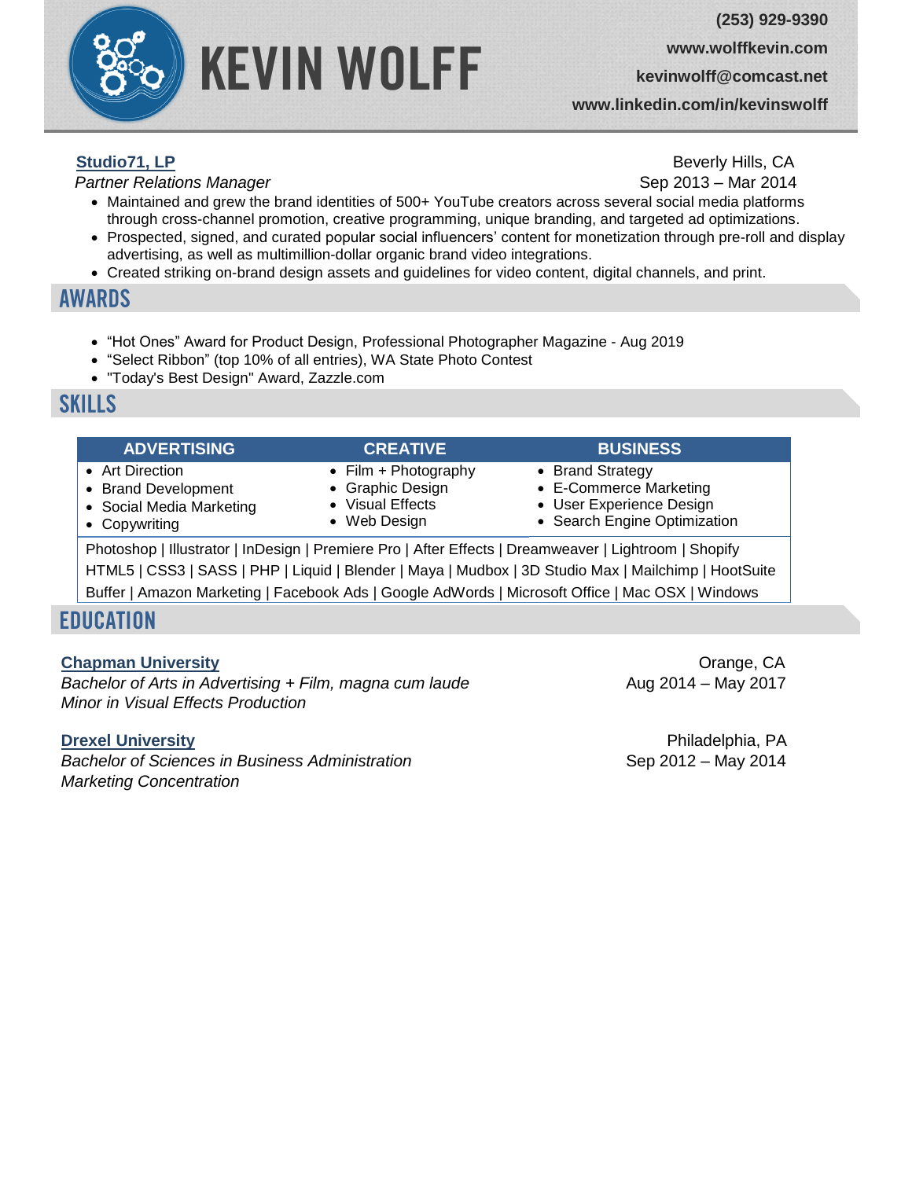# KEVIN WOLFF

**(253) 929-9390**
**www.wolffkevin.com**
**kevinwolff@comcast.net**
**www.linkedin.com/in/kevinswolff**

**Studio71, LP** — Beverly Hills, CA
*Partner Relations Manager* — Sep 2013 – Mar 2014

- Maintained and grew the brand identities of 500+ YouTube creators across several social media platforms through cross-channel promotion, creative programming, unique branding, and targeted ad optimizations.
- Prospected, signed, and curated popular social influencers' content for monetization through pre-roll and display advertising, as well as multimillion-dollar organic brand video integrations.
- Created striking on-brand design assets and guidelines for video content, digital channels, and print.

## AWARDS

- "Hot Ones" Award for Product Design, Professional Photographer Magazine - Aug 2019
- "Select Ribbon" (top 10% of all entries), WA State Photo Contest
- "Today's Best Design" Award, Zazzle.com

## SKILLS

| ADVERTISING | CREATIVE | BUSINESS |
|---|---|---|
| • Art Direction<br>• Brand Development<br>• Social Media Marketing<br>• Copywriting | • Film + Photography<br>• Graphic Design<br>• Visual Effects<br>• Web Design | • Brand Strategy<br>• E-Commerce Marketing<br>• User Experience Design<br>• Search Engine Optimization |

Photoshop | Illustrator | InDesign | Premiere Pro | After Effects | Dreamweaver | Lightroom | Shopify
HTML5 | CSS3 | SASS | PHP | Liquid | Blender | Maya | Mudbox | 3D Studio Max | Mailchimp | HootSuite
Buffer | Amazon Marketing | Facebook Ads | Google AdWords | Microsoft Office | Mac OSX | Windows

## EDUCATION

**Chapman University** — Orange, CA
*Bachelor of Arts in Advertising + Film, magna cum laude* — Aug 2014 – May 2017
*Minor in Visual Effects Production*

**Drexel University** — Philadelphia, PA
*Bachelor of Sciences in Business Administration* — Sep 2012 – May 2014
*Marketing Concentration*